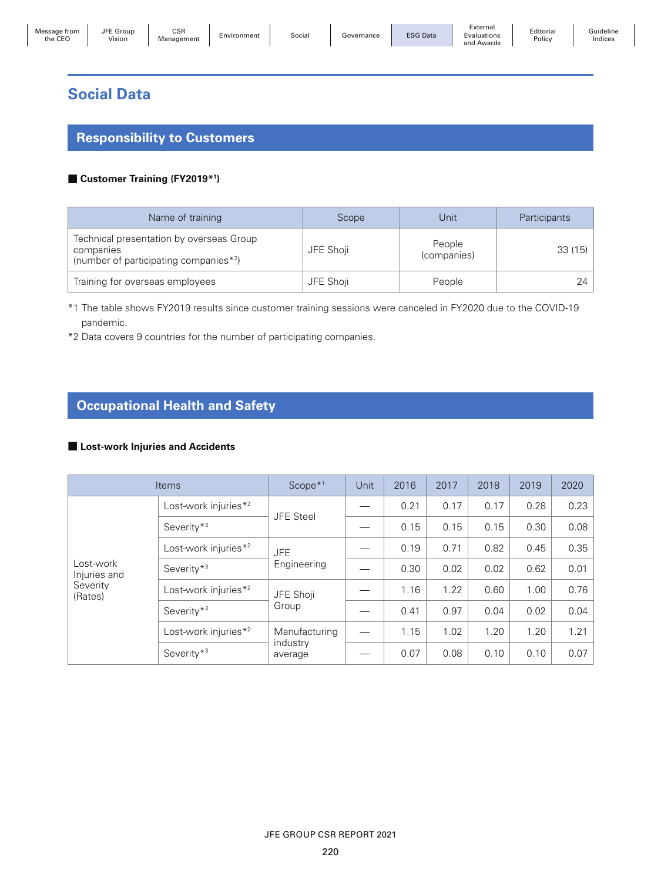## Social Data

### Responsibility to Customers

■ **Customer Training (FY2019*1)**

| Name of training | Scope | Unit | Participants |
|---|---|---|---|
| Technical presentation by overseas Group companies (number of participating companies*2) | JFE Shoji | People (companies) | 33 (15) |
| Training for overseas employees | JFE Shoji | People | 24 |

*1 The table shows FY2019 results since customer training sessions were canceled in FY2020 due to the COVID-19 pandemic.
*2 Data covers 9 countries for the number of participating companies.

### Occupational Health and Safety

■ **Lost-work Injuries and Accidents**

| Items | | Scope*1 | Unit | 2016 | 2017 | 2018 | 2019 | 2020 |
|---|---|---|---|---|---|---|---|---|
| Lost-work Injuries and Severity (Rates) | Lost-work injuries*2 | JFE Steel | — | 0.21 | 0.17 | 0.17 | 0.28 | 0.23 |
| | Severity*3 | | — | 0.15 | 0.15 | 0.15 | 0.30 | 0.08 |
| | Lost-work injuries*2 | JFE Engineering | — | 0.19 | 0.71 | 0.82 | 0.45 | 0.35 |
| | Severity*3 | | — | 0.30 | 0.02 | 0.02 | 0.62 | 0.01 |
| | Lost-work injuries*2 | JFE Shoji Group | — | 1.16 | 1.22 | 0.60 | 1.00 | 0.76 |
| | Severity*3 | | — | 0.41 | 0.97 | 0.04 | 0.02 | 0.04 |
| | Lost-work injuries*2 | Manufacturing industry average | — | 1.15 | 1.02 | 1.20 | 1.20 | 1.21 |
| | Severity*3 | | — | 0.07 | 0.08 | 0.10 | 0.10 | 0.07 |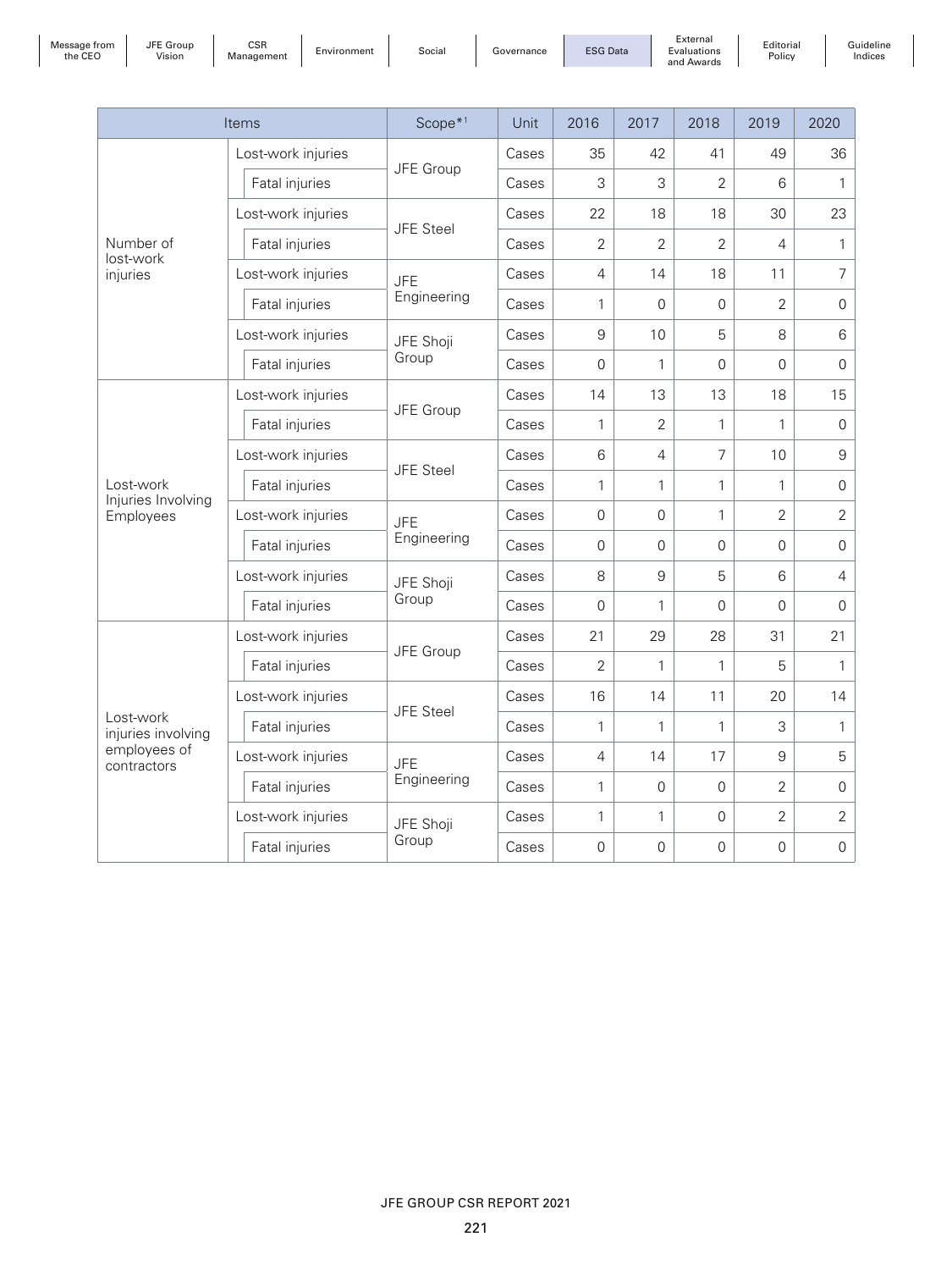| Items | | Scope*1 | Unit | 2016 | 2017 | 2018 | 2019 | 2020 |
|---|---|---|---|---|---|---|---|---|
| Number of lost-work injuries | Lost-work injuries | JFE Group | Cases | 35 | 42 | 41 | 49 | 36 |
| | Fatal injuries | | Cases | 3 | 3 | 2 | 6 | 1 |
| | Lost-work injuries | JFE Steel | Cases | 22 | 18 | 18 | 30 | 23 |
| | Fatal injuries | | Cases | 2 | 2 | 2 | 4 | 1 |
| | Lost-work injuries | JFE Engineering | Cases | 4 | 14 | 18 | 11 | 7 |
| | Fatal injuries | | Cases | 1 | 0 | 0 | 2 | 0 |
| | Lost-work injuries | JFE Shoji Group | Cases | 9 | 10 | 5 | 8 | 6 |
| | Fatal injuries | | Cases | 0 | 1 | 0 | 0 | 0 |
| Lost-work Injuries Involving Employees | Lost-work injuries | JFE Group | Cases | 14 | 13 | 13 | 18 | 15 |
| | Fatal injuries | | Cases | 1 | 2 | 1 | 1 | 0 |
| | Lost-work injuries | JFE Steel | Cases | 6 | 4 | 7 | 10 | 9 |
| | Fatal injuries | | Cases | 1 | 1 | 1 | 1 | 0 |
| | Lost-work injuries | JFE Engineering | Cases | 0 | 0 | 1 | 2 | 2 |
| | Fatal injuries | | Cases | 0 | 0 | 0 | 0 | 0 |
| | Lost-work injuries | JFE Shoji Group | Cases | 8 | 9 | 5 | 6 | 4 |
| | Fatal injuries | | Cases | 0 | 1 | 0 | 0 | 0 |
| Lost-work injuries involving employees of contractors | Lost-work injuries | JFE Group | Cases | 21 | 29 | 28 | 31 | 21 |
| | Fatal injuries | | Cases | 2 | 1 | 1 | 5 | 1 |
| | Lost-work injuries | JFE Steel | Cases | 16 | 14 | 11 | 20 | 14 |
| | Fatal injuries | | Cases | 1 | 1 | 1 | 3 | 1 |
| | Lost-work injuries | JFE Engineering | Cases | 4 | 14 | 17 | 9 | 5 |
| | Fatal injuries | | Cases | 1 | 0 | 0 | 2 | 0 |
| | Lost-work injuries | JFE Shoji Group | Cases | 1 | 1 | 0 | 2 | 2 |
| | Fatal injuries | | Cases | 0 | 0 | 0 | 0 | 0 |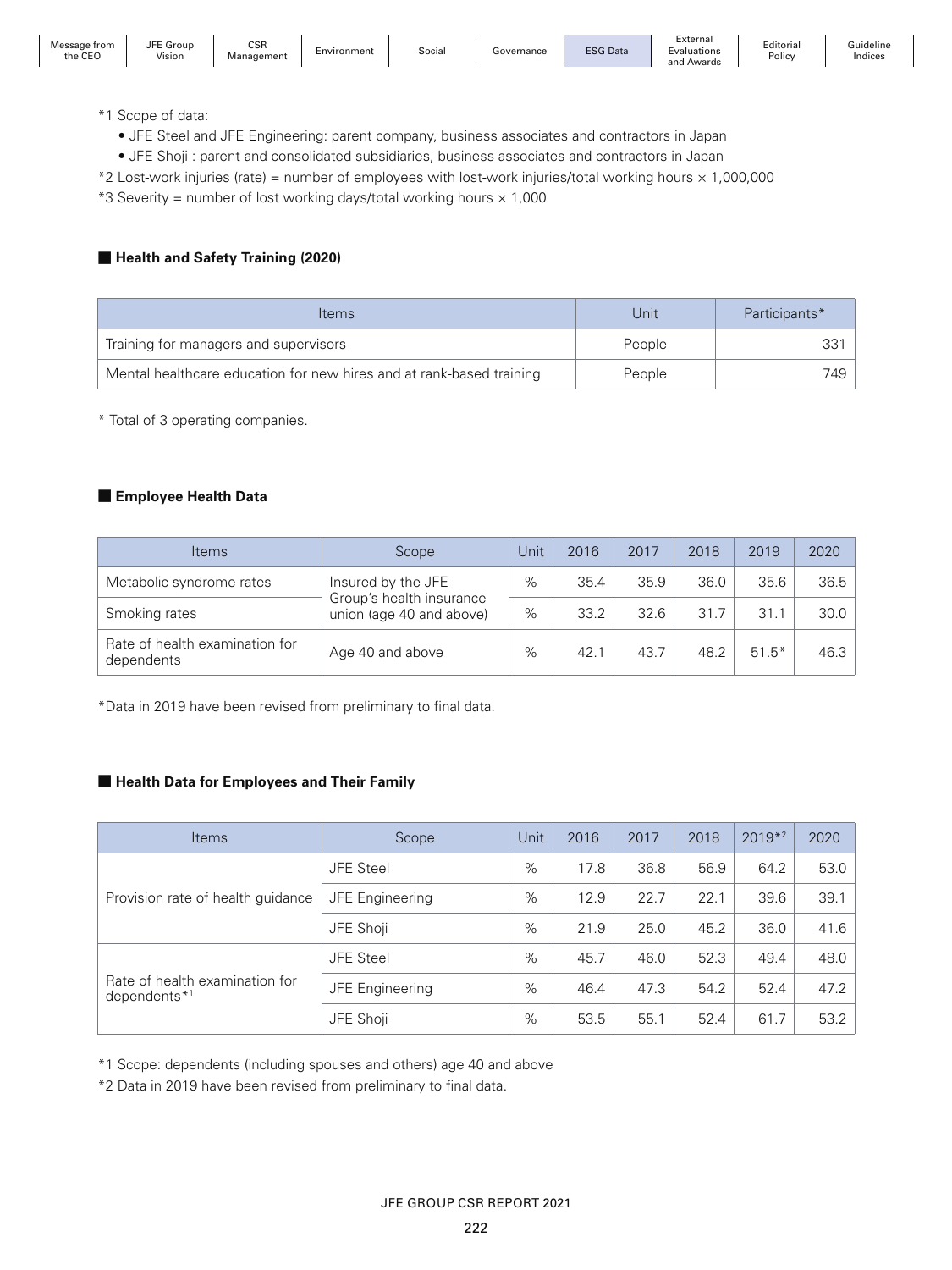*1 Scope of data:

- JFE Steel and JFE Engineering: parent company, business associates and contractors in Japan
- JFE Shoji : parent and consolidated subsidiaries, business associates and contractors in Japan

*2 Lost-work injuries (rate) = number of employees with lost-work injuries/total working hours × 1,000,000

*3 Severity = number of lost working days/total working hours × 1,000

### Health and Safety Training (2020)

| Items | Unit | Participants* |
|---|---|---|
| Training for managers and supervisors | People | 331 |
| Mental healthcare education for new hires and at rank-based training | People | 749 |

* Total of 3 operating companies.

### Employee Health Data

| Items | Scope | Unit | 2016 | 2017 | 2018 | 2019 | 2020 |
|---|---|---|---|---|---|---|---|
| Metabolic syndrome rates | Insured by the JFE Group's health insurance union (age 40 and above) | % | 35.4 | 35.9 | 36.0 | 35.6 | 36.5 |
| Smoking rates | | % | 33.2 | 32.6 | 31.7 | 31.1 | 30.0 |
| Rate of health examination for dependents | Age 40 and above | % | 42.1 | 43.7 | 48.2 | 51.5* | 46.3 |

*Data in 2019 have been revised from preliminary to final data.

### Health Data for Employees and Their Family

| Items | Scope | Unit | 2016 | 2017 | 2018 | 2019*2 | 2020 |
|---|---|---|---|---|---|---|---|
| Provision rate of health guidance | JFE Steel | % | 17.8 | 36.8 | 56.9 | 64.2 | 53.0 |
| | JFE Engineering | % | 12.9 | 22.7 | 22.1 | 39.6 | 39.1 |
| | JFE Shoji | % | 21.9 | 25.0 | 45.2 | 36.0 | 41.6 |
| Rate of health examination for dependents*1 | JFE Steel | % | 45.7 | 46.0 | 52.3 | 49.4 | 48.0 |
| | JFE Engineering | % | 46.4 | 47.3 | 54.2 | 52.4 | 47.2 |
| | JFE Shoji | % | 53.5 | 55.1 | 52.4 | 61.7 | 53.2 |

*1 Scope: dependents (including spouses and others) age 40 and above

*2 Data in 2019 have been revised from preliminary to final data.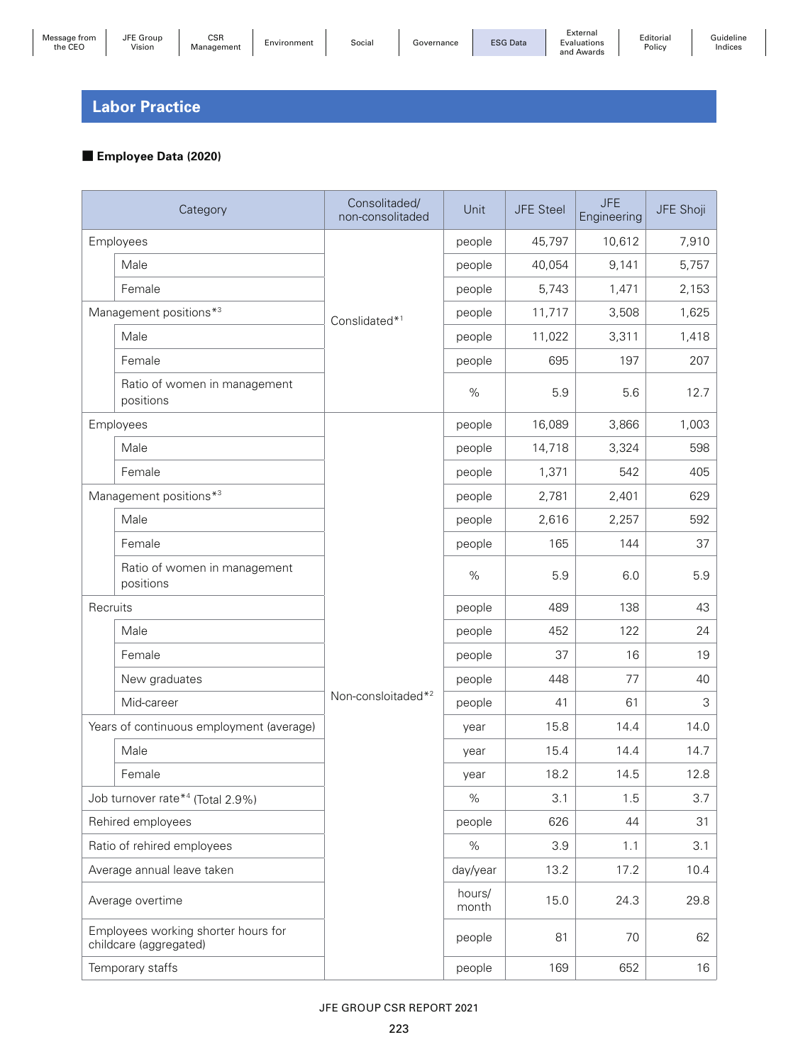## Labor Practice

### ■ Employee Data (2020)

| Category | | Consolitaded/ non-consolitaded | Unit | JFE Steel | JFE Engineering | JFE Shoji |
|---|---|---|---|---|---|---|
| Employees | | Conslidated*1 | people | 45,797 | 10,612 | 7,910 |
| | Male | | people | 40,054 | 9,141 | 5,757 |
| | Female | | people | 5,743 | 1,471 | 2,153 |
| Management positions*3 | | | people | 11,717 | 3,508 | 1,625 |
| | Male | | people | 11,022 | 3,311 | 1,418 |
| | Female | | people | 695 | 197 | 207 |
| | Ratio of women in management positions | | % | 5.9 | 5.6 | 12.7 |
| Employees | | Non-consloitaded*2 | people | 16,089 | 3,866 | 1,003 |
| | Male | | people | 14,718 | 3,324 | 598 |
| | Female | | people | 1,371 | 542 | 405 |
| Management positions*3 | | | people | 2,781 | 2,401 | 629 |
| | Male | | people | 2,616 | 2,257 | 592 |
| | Female | | people | 165 | 144 | 37 |
| | Ratio of women in management positions | | % | 5.9 | 6.0 | 5.9 |
| Recruits | | | people | 489 | 138 | 43 |
| | Male | | people | 452 | 122 | 24 |
| | Female | | people | 37 | 16 | 19 |
| | New graduates | | people | 448 | 77 | 40 |
| | Mid-career | | people | 41 | 61 | 3 |
| Years of continuous employment (average) | | | year | 15.8 | 14.4 | 14.0 |
| | Male | | year | 15.4 | 14.4 | 14.7 |
| | Female | | year | 18.2 | 14.5 | 12.8 |
| Job turnover rate*4 (Total 2.9%) | | | % | 3.1 | 1.5 | 3.7 |
| Rehired employees | | | people | 626 | 44 | 31 |
| Ratio of rehired employees | | | % | 3.9 | 1.1 | 3.1 |
| Average annual leave taken | | | day/year | 13.2 | 17.2 | 10.4 |
| Average overtime | | | hours/ month | 15.0 | 24.3 | 29.8 |
| Employees working shorter hours for childcare (aggregated) | | | people | 81 | 70 | 62 |
| Temporary staffs | | | people | 169 | 652 | 16 |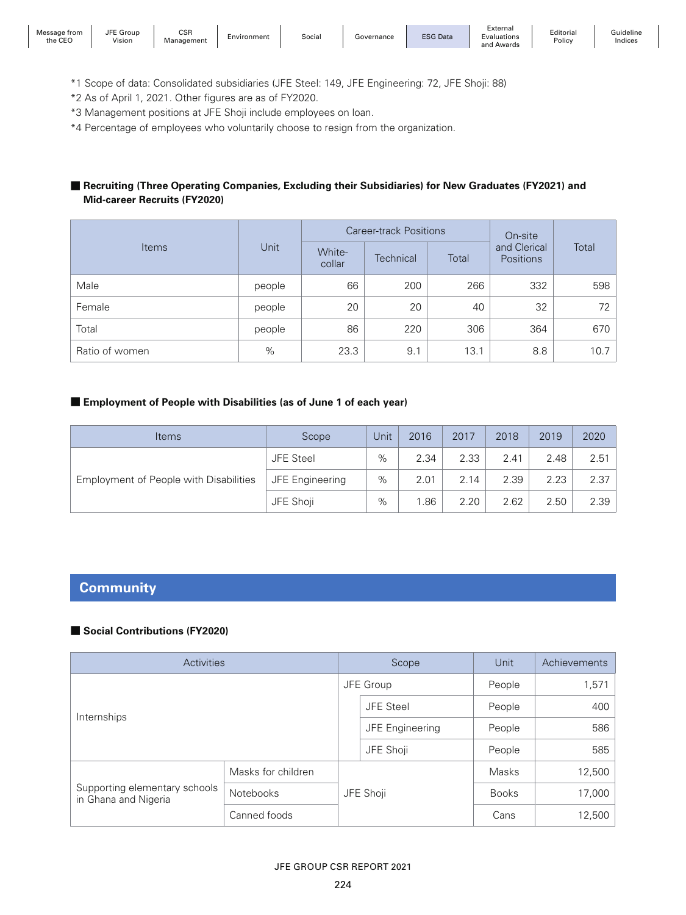*1 Scope of data: Consolidated subsidiaries (JFE Steel: 149, JFE Engineering: 72, JFE Shoji: 88)
*2 As of April 1, 2021. Other figures are as of FY2020.
*3 Management positions at JFE Shoji include employees on loan.
*4 Percentage of employees who voluntarily choose to resign from the organization.

### ■ Recruiting (Three Operating Companies, Excluding their Subsidiaries) for New Graduates (FY2021) and Mid-career Recruits (FY2020)

| Items | Unit | Career-track Positions | | | On-site and Clerical Positions | Total |
|---|---|---|---|---|---|---|
| | | White-collar | Technical | Total | | |
| Male | people | 66 | 200 | 266 | 332 | 598 |
| Female | people | 20 | 20 | 40 | 32 | 72 |
| Total | people | 86 | 220 | 306 | 364 | 670 |
| Ratio of women | % | 23.3 | 9.1 | 13.1 | 8.8 | 10.7 |

### ■ Employment of People with Disabilities (as of June 1 of each year)

| Items | Scope | Unit | 2016 | 2017 | 2018 | 2019 | 2020 |
|---|---|---|---|---|---|---|---|
| Employment of People with Disabilities | JFE Steel | % | 2.34 | 2.33 | 2.41 | 2.48 | 2.51 |
| | JFE Engineering | % | 2.01 | 2.14 | 2.39 | 2.23 | 2.37 |
| | JFE Shoji | % | 1.86 | 2.20 | 2.62 | 2.50 | 2.39 |

## Community

### ■ Social Contributions (FY2020)

| Activities | | Scope | | Unit | Achievements |
|---|---|---|---|---|---|
| Internships | | JFE Group | | People | 1,571 |
| | | | JFE Steel | People | 400 |
| | | | JFE Engineering | People | 586 |
| | | | JFE Shoji | People | 585 |
| Supporting elementary schools in Ghana and Nigeria | Masks for children | JFE Shoji | | Masks | 12,500 |
| | Notebooks | | | Books | 17,000 |
| | Canned foods | | | Cans | 12,500 |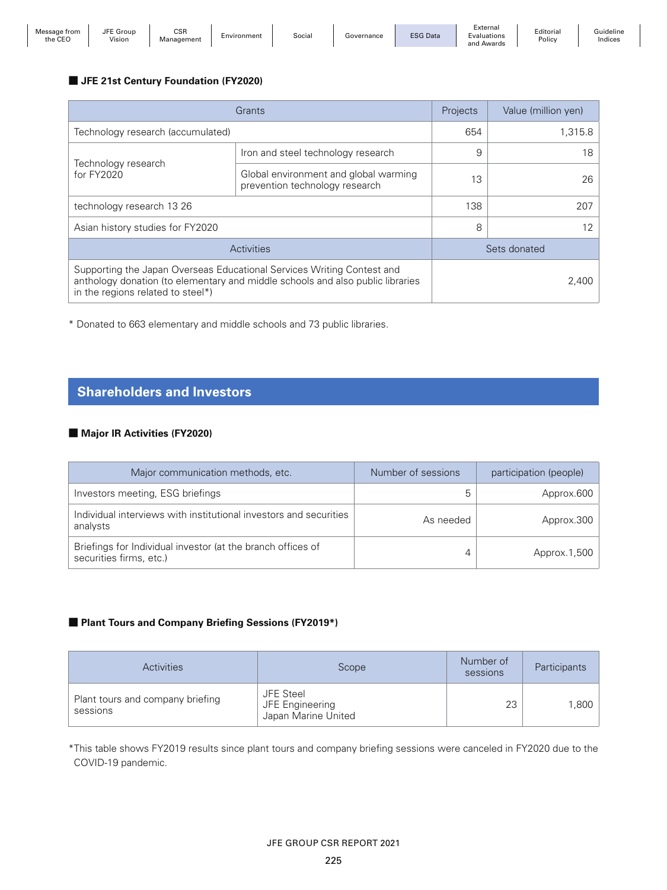■ **JFE 21st Century Foundation (FY2020)**

| Grants | | Projects | Value (million yen) |
|---|---|---|---|
| Technology research (accumulated) | | 654 | 1,315.8 |
| Technology research for FY2020 | Iron and steel technology research | 9 | 18 |
| | Global environment and global warming prevention technology research | 13 | 26 |
| technology research 13 26 | | 138 | 207 |
| Asian history studies for FY2020 | | 8 | 12 |
| Activities | | Sets donated | |
| Supporting the Japan Overseas Educational Services Writing Contest and anthology donation (to elementary and middle schools and also public libraries in the regions related to steel*) | | 2,400 | |

* Donated to 663 elementary and middle schools and 73 public libraries.

## Shareholders and Investors

■ **Major IR Activities (FY2020)**

| Major communication methods, etc. | Number of sessions | participation (people) |
|---|---|---|
| Investors meeting, ESG briefings | 5 | Approx.600 |
| Individual interviews with institutional investors and securities analysts | As needed | Approx.300 |
| Briefings for Individual investor (at the branch offices of securities firms, etc.) | 4 | Approx.1,500 |

■ **Plant Tours and Company Briefing Sessions (FY2019*)**

| Activities | Scope | Number of sessions | Participants |
|---|---|---|---|
| Plant tours and company briefing sessions | JFE Steel<br>JFE Engineering<br>Japan Marine United | 23 | 1,800 |

*This table shows FY2019 results since plant tours and company briefing sessions were canceled in FY2020 due to the COVID-19 pandemic.